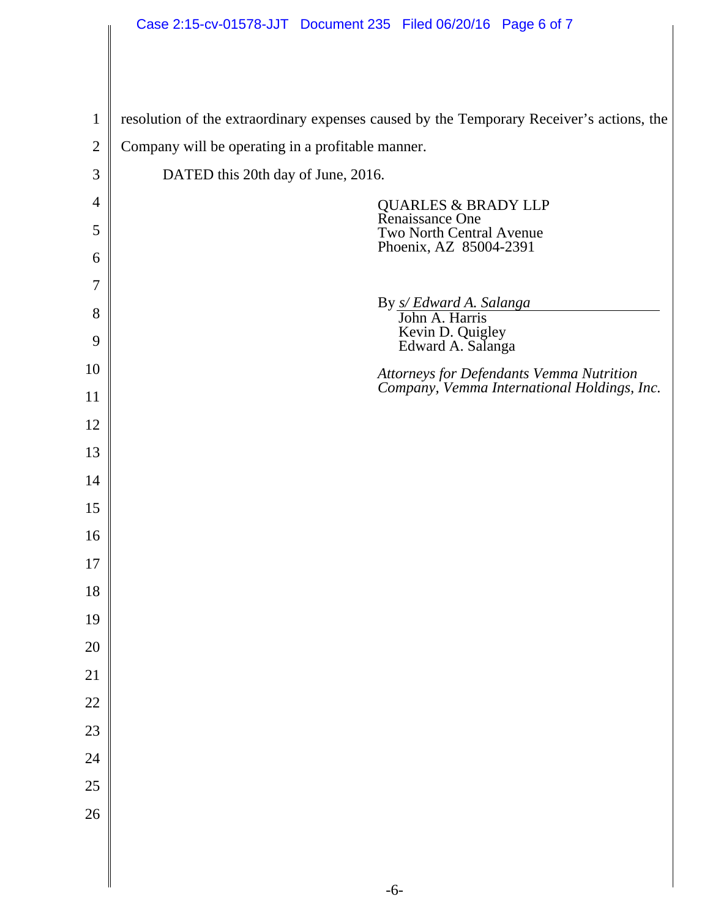resolution of the extraordinary expenses caused by the Temporary Receiver's actions, the Company will be operating in a profitable manner.

DATED this 20th day of June, 2016.

QUARLES & BRADY LLP
Renaissance One
Two North Central Avenue
Phoenix, AZ 85004-2391

By *s/ Edward A. Salanga*
John A. Harris
Kevin D. Quigley
Edward A. Salanga

*Attorneys for Defendants Vemma Nutrition Company, Vemma International Holdings, Inc.*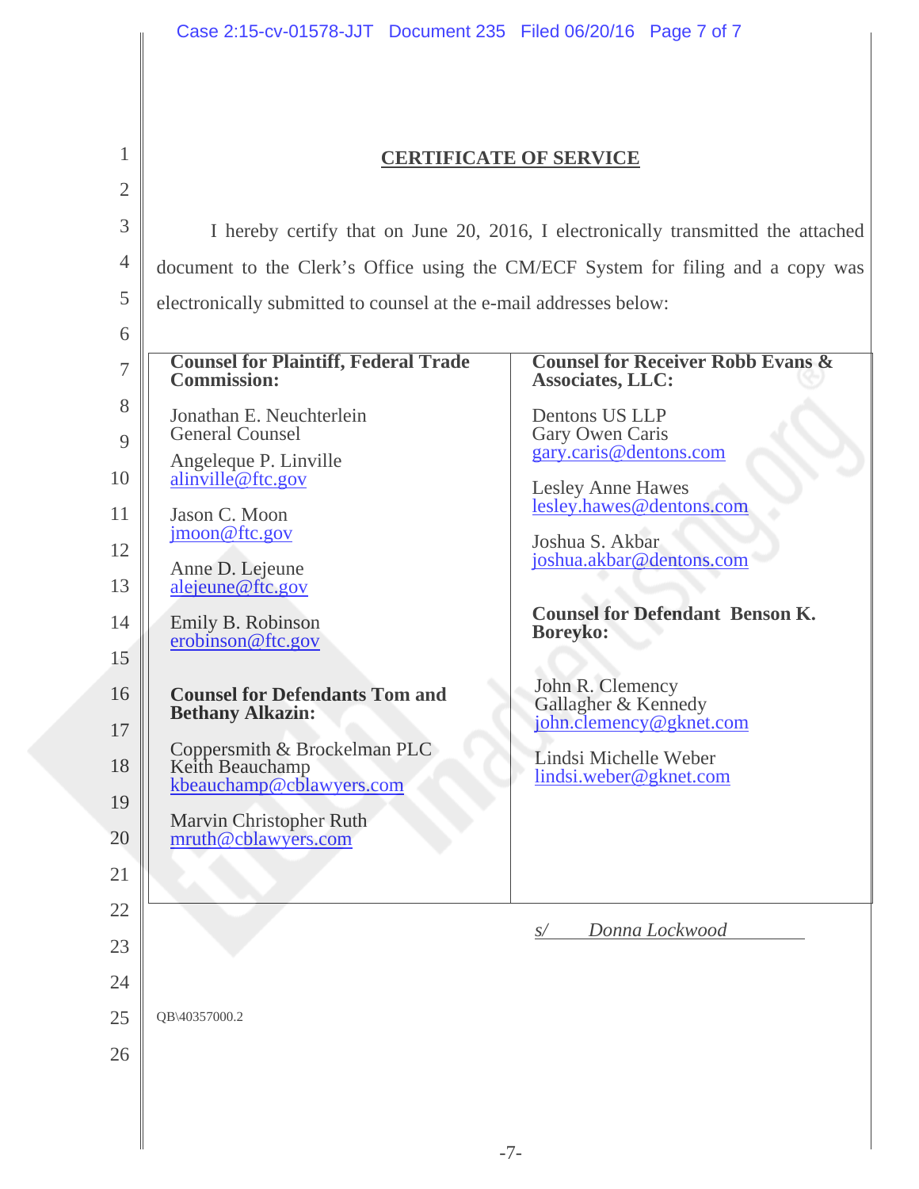## CERTIFICATE OF SERVICE

I hereby certify that on June 20, 2016, I electronically transmitted the attached document to the Clerk's Office using the CM/ECF System for filing and a copy was electronically submitted to counsel at the e-mail addresses below:

| **Counsel for Plaintiff, Federal Trade Commission:** | **Counsel for Receiver Robb Evans & Associates, LLC:** |
|---|---|
| Jonathan E. Neuchterlein<br>General Counsel<br><br>Angeleque P. Linville<br>alinville@ftc.gov<br><br>Jason C. Moon<br>jmoon@ftc.gov<br><br>Anne D. Lejeune<br>alejeune@ftc.gov<br><br>Emily B. Robinson<br>erobinson@ftc.gov | Dentons US LLP<br>Gary Owen Caris<br>gary.caris@dentons.com<br><br>Lesley Anne Hawes<br>lesley.hawes@dentons.com<br><br>Joshua S. Akbar<br>joshua.akbar@dentons.com |
| **Counsel for Defendants Tom and Bethany Alkazin:** | **Counsel for Defendant Benson K. Boreyko:** |
| Coppersmith & Brockelman PLC<br>Keith Beauchamp<br>kbeauchamp@cblawyers.com<br><br>Marvin Christopher Ruth<br>mruth@cblawyers.com | John R. Clemency<br>Gallagher & Kennedy<br>john.clemency@gknet.com<br><br>Lindsi Michelle Weber<br>lindsi.weber@gknet.com |

*s/ Donna Lockwood*

QB\40357000.2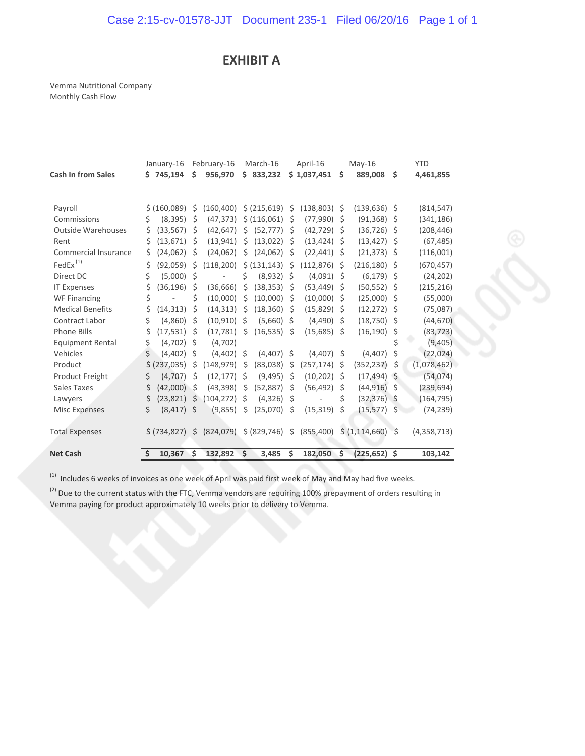# EXHIBIT A

Vemma Nutritional Company
Monthly Cash Flow

| | January-16 | February-16 | March-16 | April-16 | May-16 | YTD |
|---|---|---|---|---|---|---|
| **Cash In from Sales** | **$ 745,194** | **$ 956,970** | **$ 833,232** | **$ 1,037,451** | **$ 889,008** | **$ 4,461,855** |
| Payroll | $ (160,089) | $ (160,400) | $ (215,619) | $ (138,803) | $ (139,636) | $ (814,547) |
| Commissions | $ (8,395) | $ (47,373) | $ (116,061) | $ (77,990) | $ (91,368) | $ (341,186) |
| Outside Warehouses | $ (33,567) | $ (42,647) | $ (52,777) | $ (42,729) | $ (36,726) | $ (208,446) |
| Rent | $ (13,671) | $ (13,941) | $ (13,022) | $ (13,424) | $ (13,427) | $ (67,485) |
| Commercial Insurance | $ (24,062) | $ (24,062) | $ (24,062) | $ (22,441) | $ (21,373) | $ (116,001) |
| FedEx [1] | $ (92,059) | $ (118,200) | $ (131,143) | $ (112,876) | $ (216,180) | $ (670,457) |
| Direct DC | $ (5,000) | $ - | $ (8,932) | $ (4,091) | $ (6,179) | $ (24,202) |
| IT Expenses | $ (36,196) | $ (36,666) | $ (38,353) | $ (53,449) | $ (50,552) | $ (215,216) |
| WF Financing | $ - | $ (10,000) | $ (10,000) | $ (10,000) | $ (25,000) | $ (55,000) |
| Medical Benefits | $ (14,313) | $ (14,313) | $ (18,360) | $ (15,829) | $ (12,272) | $ (75,087) |
| Contract Labor | $ (4,860) | $ (10,910) | $ (5,660) | $ (4,490) | $ (18,750) | $ (44,670) |
| Phone Bills | $ (17,531) | $ (17,781) | $ (16,535) | $ (15,685) | $ (16,190) | $ (83,723) |
| Equipment Rental | $ (4,702) | $ (4,702) | | | | $ (9,405) |
| Vehicles | $ (4,402) | $ (4,402) | $ (4,407) | $ (4,407) | $ (4,407) | $ (22,024) |
| Product | $ (237,035) | $ (148,979) | $ (83,038) | $ (257,174) | $ (352,237) | $ (1,078,462) |
| Product Freight | $ (4,707) | $ (12,177) | $ (9,495) | $ (10,202) | $ (17,494) | $ (54,074) |
| Sales Taxes | $ (42,000) | $ (43,398) | $ (52,887) | $ (56,492) | $ (44,916) | $ (239,694) |
| Lawyers | $ (23,821) | $ (104,272) | $ (4,326) | $ - | $ (32,376) | $ (164,795) |
| Misc Expenses | $ (8,417) | $ (9,855) | $ (25,070) | $ (15,319) | $ (15,577) | $ (74,239) |
| Total Expenses | $ (734,827) | $ (824,079) | $ (829,746) | $ (855,400) | $ (1,114,660) | $ (4,358,713) |
| **Net Cash** | **$ 10,367** | **$ 132,892** | **$ 3,485** | **$ 182,050** | **$ (225,652)** | **$ 103,142** |

[1] Includes 6 weeks of invoices as one week of April was paid first week of May and May had five weeks.

[2] Due to the current status with the FTC, Vemma vendors are requiring 100% prepayment of orders resulting in Vemma paying for product approximately 10 weeks prior to delivery to Vemma.